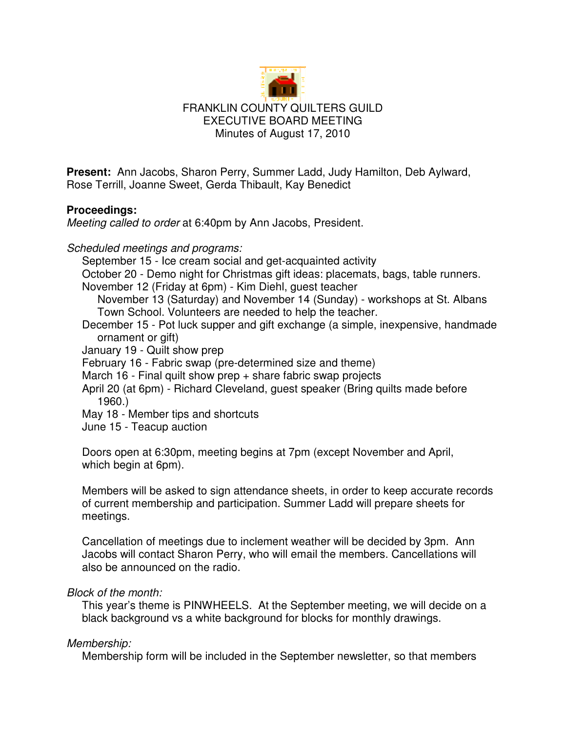# FRANKLIN COUNTY QUILTERS GUILD
## EXECUTIVE BOARD MEETING
### Minutes of August 17, 2010

**Present:** Ann Jacobs, Sharon Perry, Summer Ladd, Judy Hamilton, Deb Aylward, Rose Terrill, Joanne Sweet, Gerda Thibault, Kay Benedict

**Proceedings:**
*Meeting called to order* at 6:40pm by Ann Jacobs, President.

*Scheduled meetings and programs:*

- September 15 - Ice cream social and get-acquainted activity
- October 20 - Demo night for Christmas gift ideas: placemats, bags, table runners.
- November 12 (Friday at 6pm) - Kim Diehl, guest teacher
  - November 13 (Saturday) and November 14 (Sunday) - workshops at St. Albans Town School. Volunteers are needed to help the teacher.
- December 15 - Pot luck supper and gift exchange (a simple, inexpensive, handmade ornament or gift)
- January 19 - Quilt show prep
- February 16 - Fabric swap (pre-determined size and theme)
- March 16 - Final quilt show prep + share fabric swap projects
- April 20 (at 6pm) - Richard Cleveland, guest speaker (Bring quilts made before 1960.)
- May 18 - Member tips and shortcuts
- June 15 - Teacup auction

Doors open at 6:30pm, meeting begins at 7pm (except November and April, which begin at 6pm).

Members will be asked to sign attendance sheets, in order to keep accurate records of current membership and participation. Summer Ladd will prepare sheets for meetings.

Cancellation of meetings due to inclement weather will be decided by 3pm. Ann Jacobs will contact Sharon Perry, who will email the members. Cancellations will also be announced on the radio.

*Block of the month:*

This year's theme is PINWHEELS. At the September meeting, we will decide on a black background vs a white background for blocks for monthly drawings.

*Membership:*

Membership form will be included in the September newsletter, so that members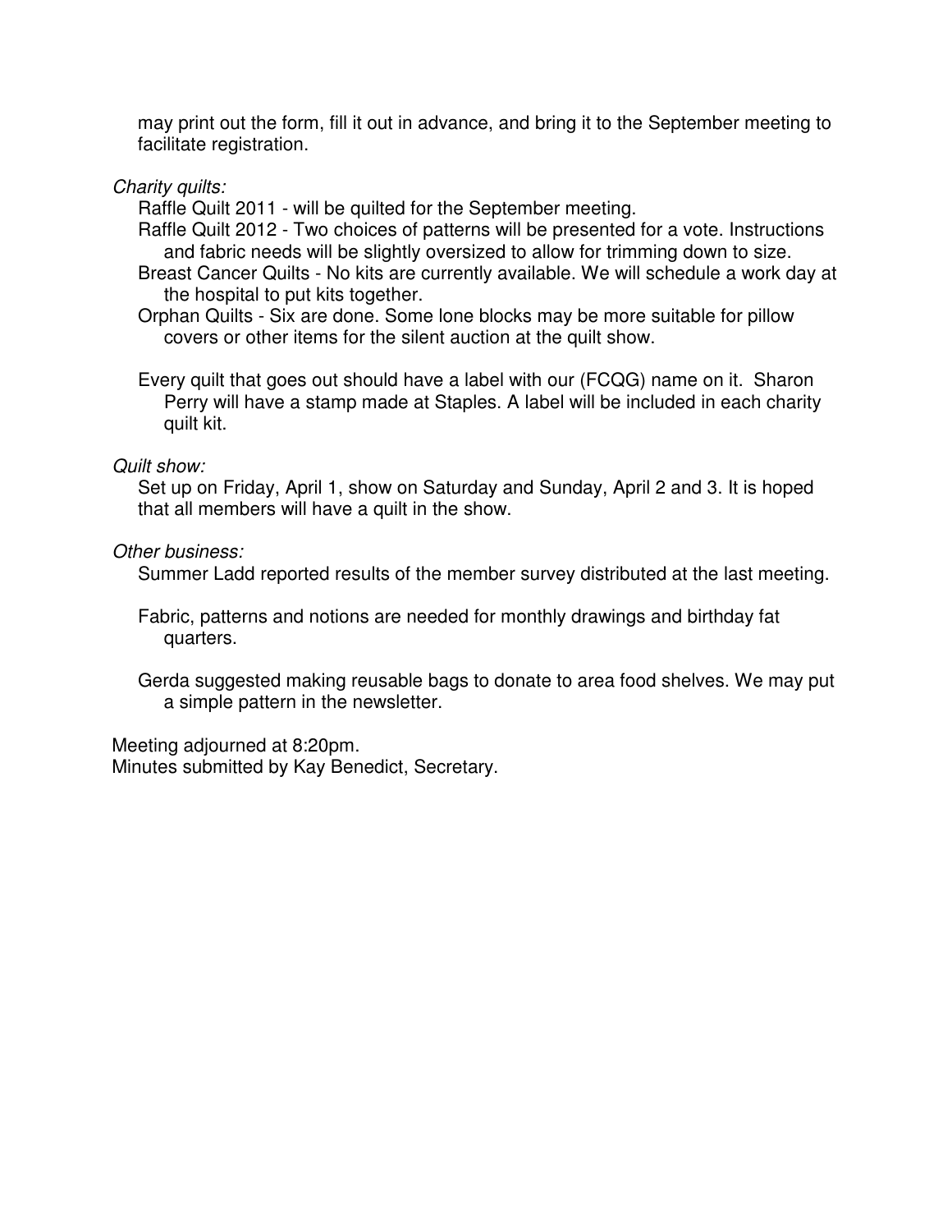may print out the form, fill it out in advance, and bring it to the September meeting to facilitate registration.

*Charity quilts:*

Raffle Quilt 2011 - will be quilted for the September meeting.

Raffle Quilt 2012 - Two choices of patterns will be presented for a vote. Instructions and fabric needs will be slightly oversized to allow for trimming down to size.

Breast Cancer Quilts - No kits are currently available. We will schedule a work day at the hospital to put kits together.

Orphan Quilts - Six are done. Some lone blocks may be more suitable for pillow covers or other items for the silent auction at the quilt show.

Every quilt that goes out should have a label with our (FCQG) name on it. Sharon Perry will have a stamp made at Staples. A label will be included in each charity quilt kit.

*Quilt show:*

Set up on Friday, April 1, show on Saturday and Sunday, April 2 and 3. It is hoped that all members will have a quilt in the show.

*Other business:*

Summer Ladd reported results of the member survey distributed at the last meeting.

Fabric, patterns and notions are needed for monthly drawings and birthday fat quarters.

Gerda suggested making reusable bags to donate to area food shelves. We may put a simple pattern in the newsletter.

Meeting adjourned at 8:20pm.
Minutes submitted by Kay Benedict, Secretary.